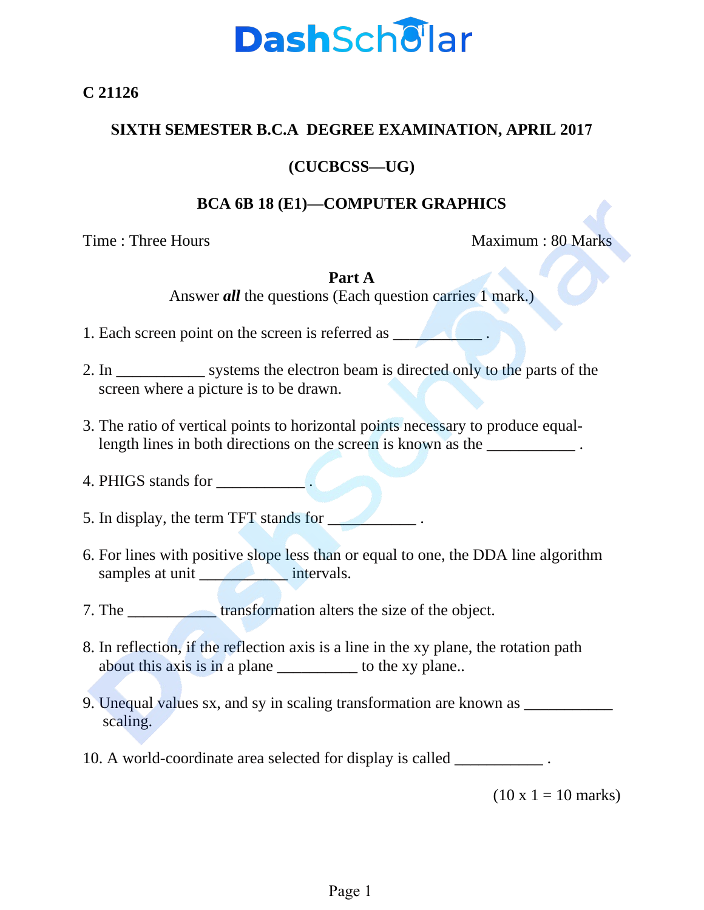**C 21126**

## SIXTH SEMESTER B.C.A DEGREE EXAMINATION, APRIL 2017

### (CUCBCSS—UG)

### BCA 6B 18 (E1)—COMPUTER GRAPHICS

Time : Three Hours Maximum : 80 Marks

**Part A**

Answer ***all*** the questions (Each question carries 1 mark.)

1. Each screen point on the screen is referred as ___________ .

2. In ___________ systems the electron beam is directed only to the parts of the screen where a picture is to be drawn.

3. The ratio of vertical points to horizontal points necessary to produce equal-length lines in both directions on the screen is known as the ___________ .

4. PHIGS stands for ___________ .

5. In display, the term TFT stands for ___________ .

6. For lines with positive slope less than or equal to one, the DDA line algorithm samples at unit ___________ intervals.

7. The ___________ transformation alters the size of the object.

8. In reflection, if the reflection axis is a line in the xy plane, the rotation path about this axis is in a plane __________ to the xy plane..

9. Unequal values sx, and sy in scaling transformation are known as ___________ scaling.

10. A world-coordinate area selected for display is called ___________ .

(10 x 1 = 10 marks)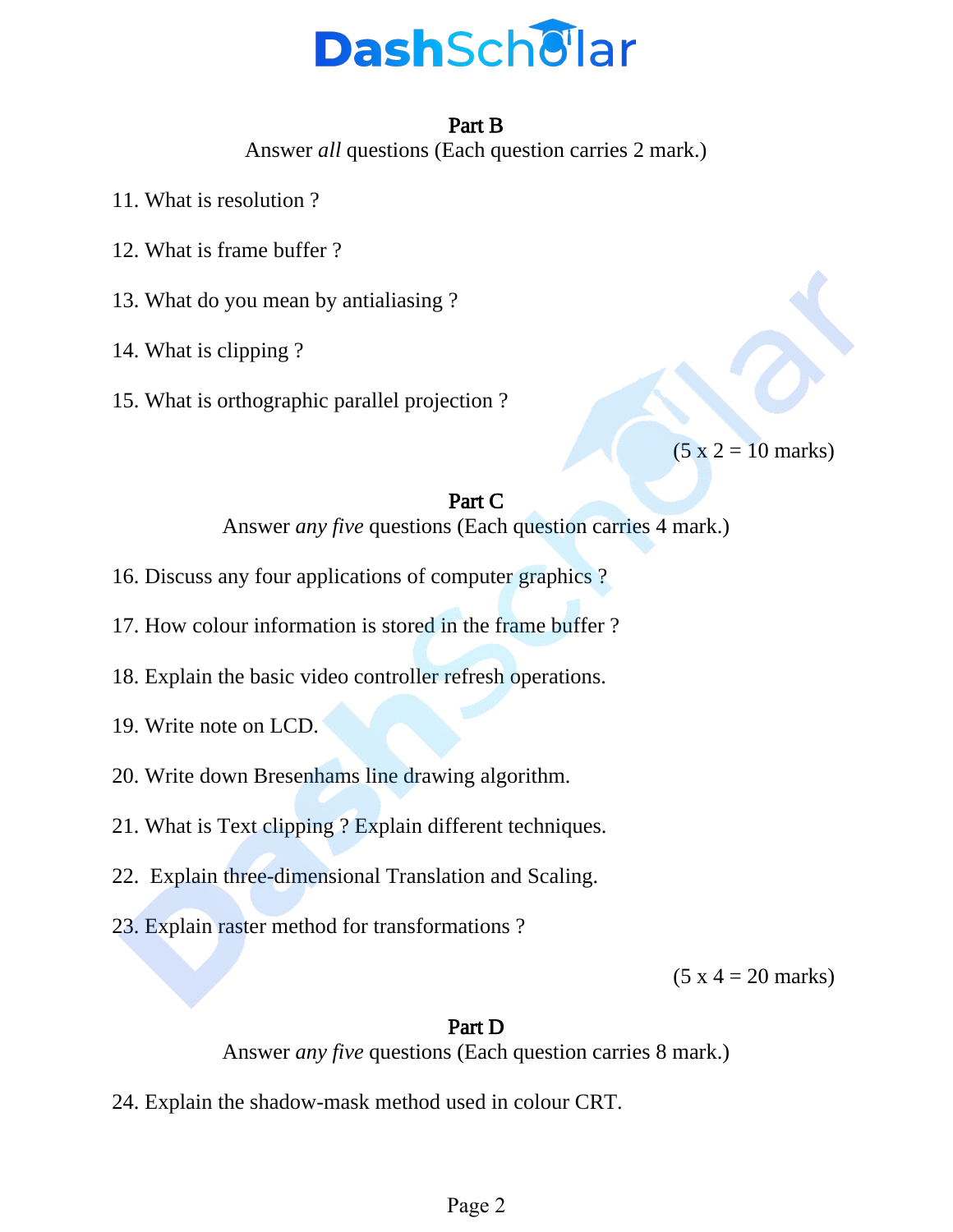## Part B

Answer *all* questions (Each question carries 2 mark.)

11. What is resolution ?

12. What is frame buffer ?

13. What do you mean by antialiasing ?

14. What is clipping ?

15. What is orthographic parallel projection ?

(5 x 2 = 10 marks)

## Part C

Answer *any five* questions (Each question carries 4 mark.)

16. Discuss any four applications of computer graphics ?

17. How colour information is stored in the frame buffer ?

18. Explain the basic video controller refresh operations.

19. Write note on LCD.

20. Write down Bresenhams line drawing algorithm.

21. What is Text clipping ? Explain different techniques.

22. Explain three-dimensional Translation and Scaling.

23. Explain raster method for transformations ?

(5 x 4 = 20 marks)

## Part D

Answer *any five* questions (Each question carries 8 mark.)

24. Explain the shadow-mask method used in colour CRT.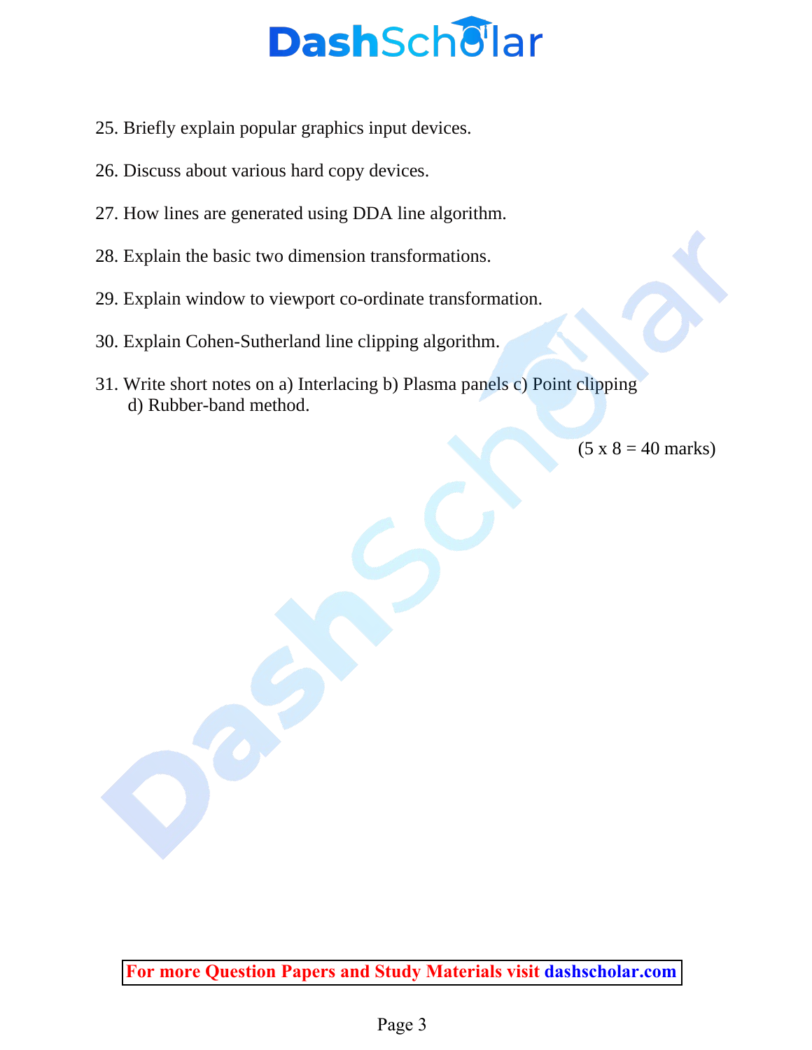25. Briefly explain popular graphics input devices.

26. Discuss about various hard copy devices.

27. How lines are generated using DDA line algorithm.

28. Explain the basic two dimension transformations.

29. Explain window to viewport co-ordinate transformation.

30. Explain Cohen-Sutherland line clipping algorithm.

31. Write short notes on a) Interlacing b) Plasma panels c) Point clipping d) Rubber-band method.

(5 x 8 = 40 marks)

**For more Question Papers and Study Materials visit dashscholar.com**